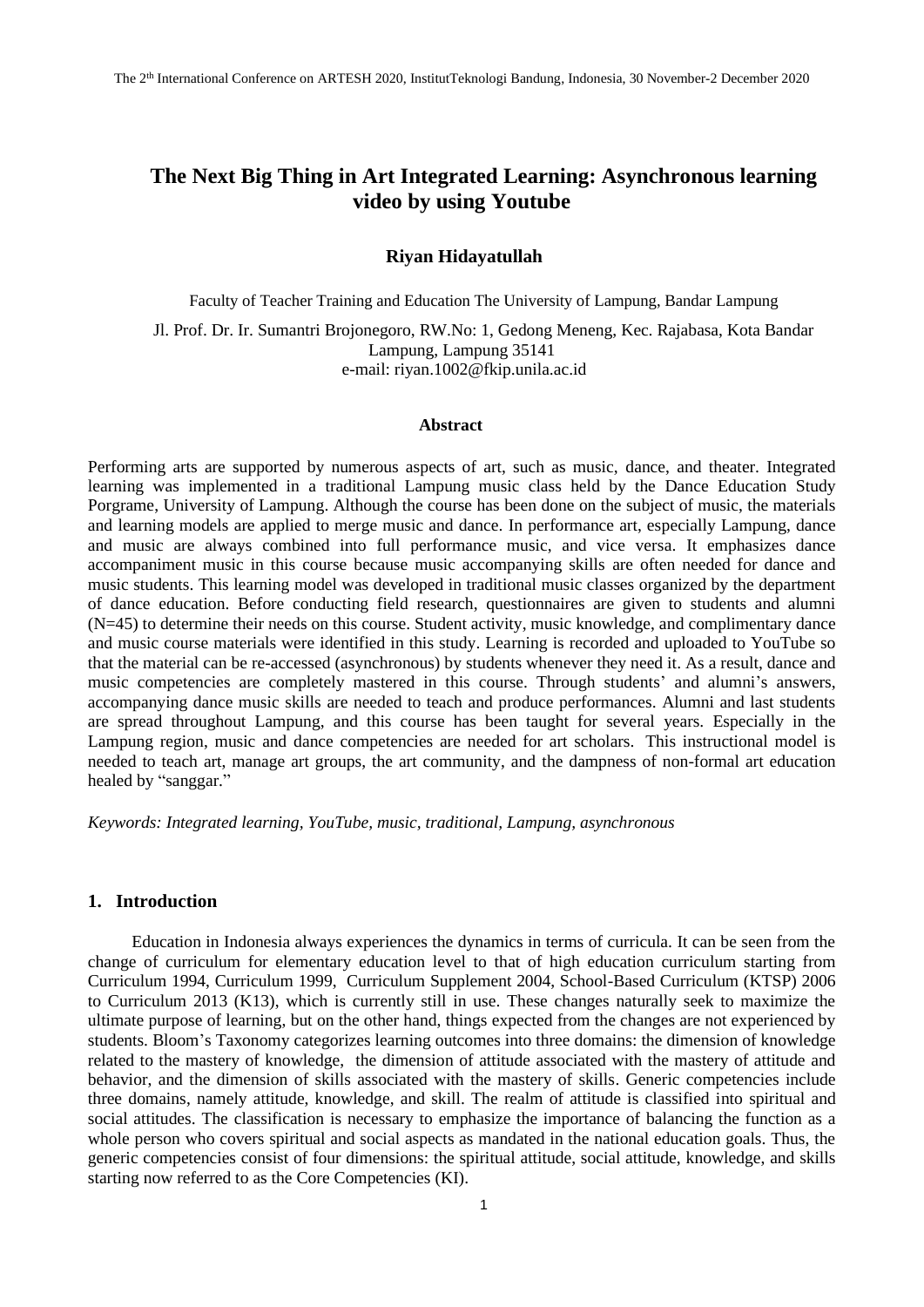# The Next Big Thing in Art Integrated Learning: Asynchronous learning video by using Youtube

**Riyan Hidayatullah**

Faculty of Teacher Training and Education The University of Lampung, Bandar Lampung

Jl. Prof. Dr. Ir. Sumantri Brojonegoro, RW.No: 1, Gedong Meneng, Kec. Rajabasa, Kota Bandar Lampung, Lampung 35141
e-mail: riyan.1002@fkip.unila.ac.id

### Abstract

Performing arts are supported by numerous aspects of art, such as music, dance, and theater. Integrated learning was implemented in a traditional Lampung music class held by the Dance Education Study Porgrame, University of Lampung. Although the course has been done on the subject of music, the materials and learning models are applied to merge music and dance. In performance art, especially Lampung, dance and music are always combined into full performance music, and vice versa. It emphasizes dance accompaniment music in this course because music accompanying skills are often needed for dance and music students. This learning model was developed in traditional music classes organized by the department of dance education. Before conducting field research, questionnaires are given to students and alumni (N=45) to determine their needs on this course. Student activity, music knowledge, and complimentary dance and music course materials were identified in this study. Learning is recorded and uploaded to YouTube so that the material can be re-accessed (asynchronous) by students whenever they need it. As a result, dance and music competencies are completely mastered in this course. Through students' and alumni's answers, accompanying dance music skills are needed to teach and produce performances. Alumni and last students are spread throughout Lampung, and this course has been taught for several years. Especially in the Lampung region, music and dance competencies are needed for art scholars. This instructional model is needed to teach art, manage art groups, the art community, and the dampness of non-formal art education healed by "sanggar."

*Keywords: Integrated learning, YouTube, music, traditional, Lampung, asynchronous*

## 1. Introduction

Education in Indonesia always experiences the dynamics in terms of curricula. It can be seen from the change of curriculum for elementary education level to that of high education curriculum starting from Curriculum 1994, Curriculum 1999, Curriculum Supplement 2004, School-Based Curriculum (KTSP) 2006 to Curriculum 2013 (K13), which is currently still in use. These changes naturally seek to maximize the ultimate purpose of learning, but on the other hand, things expected from the changes are not experienced by students. Bloom's Taxonomy categorizes learning outcomes into three domains: the dimension of knowledge related to the mastery of knowledge, the dimension of attitude associated with the mastery of attitude and behavior, and the dimension of skills associated with the mastery of skills. Generic competencies include three domains, namely attitude, knowledge, and skill. The realm of attitude is classified into spiritual and social attitudes. The classification is necessary to emphasize the importance of balancing the function as a whole person who covers spiritual and social aspects as mandated in the national education goals. Thus, the generic competencies consist of four dimensions: the spiritual attitude, social attitude, knowledge, and skills starting now referred to as the Core Competencies (KI).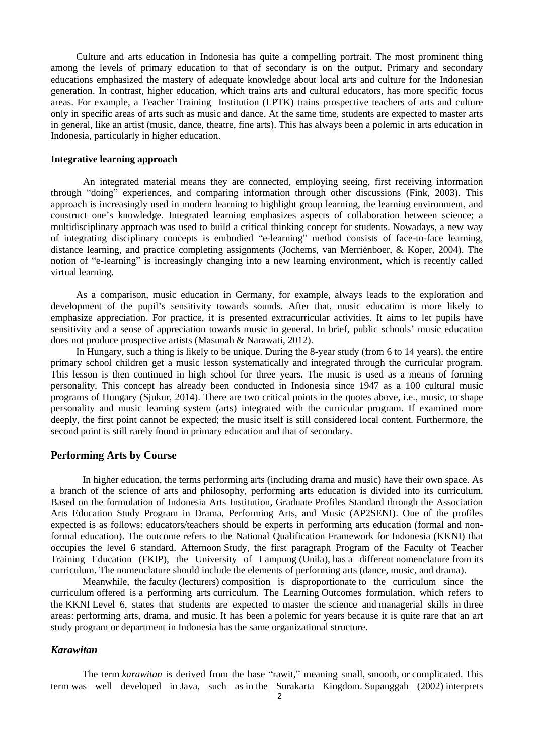Culture and arts education in Indonesia has quite a compelling portrait. The most prominent thing among the levels of primary education to that of secondary is on the output. Primary and secondary educations emphasized the mastery of adequate knowledge about local arts and culture for the Indonesian generation. In contrast, higher education, which trains arts and cultural educators, has more specific focus areas. For example, a Teacher Training Institution (LPTK) trains prospective teachers of arts and culture only in specific areas of arts such as music and dance. At the same time, students are expected to master arts in general, like an artist (music, dance, theatre, fine arts). This has always been a polemic in arts education in Indonesia, particularly in higher education.

### Integrative learning approach

An integrated material means they are connected, employing seeing, first receiving information through "doing" experiences, and comparing information through other discussions (Fink, 2003). This approach is increasingly used in modern learning to highlight group learning, the learning environment, and construct one's knowledge. Integrated learning emphasizes aspects of collaboration between science; a multidisciplinary approach was used to build a critical thinking concept for students. Nowadays, a new way of integrating disciplinary concepts is embodied "e-learning" method consists of face-to-face learning, distance learning, and practice completing assignments (Jochems, van Merriënboer, & Koper, 2004). The notion of "e-learning" is increasingly changing into a new learning environment, which is recently called virtual learning.

As a comparison, music education in Germany, for example, always leads to the exploration and development of the pupil's sensitivity towards sounds. After that, music education is more likely to emphasize appreciation. For practice, it is presented extracurricular activities. It aims to let pupils have sensitivity and a sense of appreciation towards music in general. In brief, public schools' music education does not produce prospective artists (Masunah & Narawati, 2012).

In Hungary, such a thing is likely to be unique. During the 8-year study (from 6 to 14 years), the entire primary school children get a music lesson systematically and integrated through the curricular program. This lesson is then continued in high school for three years. The music is used as a means of forming personality. This concept has already been conducted in Indonesia since 1947 as a 100 cultural music programs of Hungary (Sjukur, 2014). There are two critical points in the quotes above, i.e., music, to shape personality and music learning system (arts) integrated with the curricular program. If examined more deeply, the first point cannot be expected; the music itself is still considered local content. Furthermore, the second point is still rarely found in primary education and that of secondary.

## Performing Arts by Course

In higher education, the terms performing arts (including drama and music) have their own space. As a branch of the science of arts and philosophy, performing arts education is divided into its curriculum. Based on the formulation of Indonesia Arts Institution, Graduate Profiles Standard through the Association Arts Education Study Program in Drama, Performing Arts, and Music (AP2SENI). One of the profiles expected is as follows: educators/teachers should be experts in performing arts education (formal and non-formal education). The outcome refers to the National Qualification Framework for Indonesia (KKNI) that occupies the level 6 standard. Afternoon Study, the first paragraph Program of the Faculty of Teacher Training Education (FKIP), the University of Lampung (Unila), has a different nomenclature from its curriculum. The nomenclature should include the elements of performing arts (dance, music, and drama).

Meanwhile, the faculty (lecturers) composition is disproportionate to the curriculum since the curriculum offered is a performing arts curriculum. The Learning Outcomes formulation, which refers to the KKNI Level 6, states that students are expected to master the science and managerial skills in three areas: performing arts, drama, and music. It has been a polemic for years because it is quite rare that an art study program or department in Indonesia has the same organizational structure.

## *Karawitan*

The term *karawitan* is derived from the base "rawit," meaning small, smooth, or complicated. This term was well developed in Java, such as in the Surakarta Kingdom. Supanggah (2002) interprets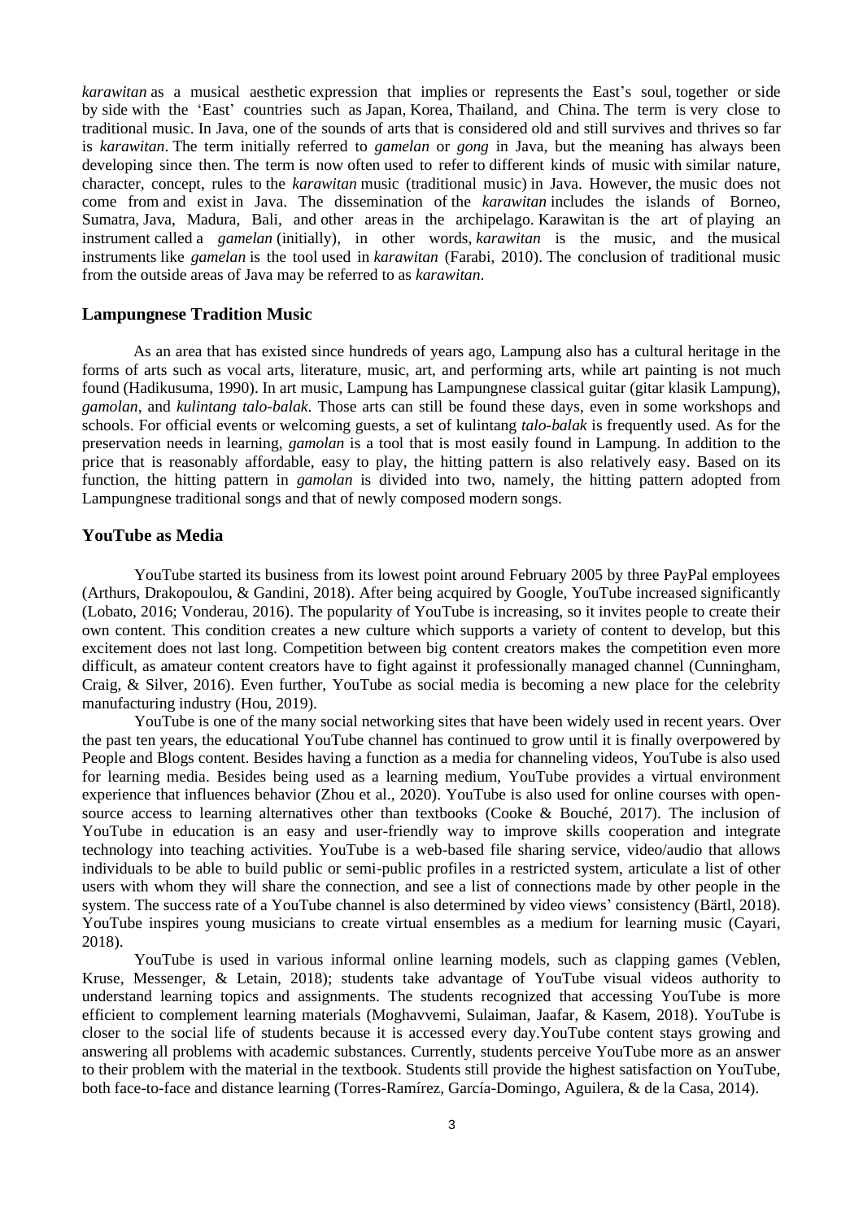*karawitan* as a musical aesthetic expression that implies or represents the East's soul, together or side by side with the 'East' countries such as Japan, Korea, Thailand, and China. The term is very close to traditional music. In Java, one of the sounds of arts that is considered old and still survives and thrives so far is *karawitan*. The term initially referred to *gamelan* or *gong* in Java, but the meaning has always been developing since then. The term is now often used to refer to different kinds of music with similar nature, character, concept, rules to the *karawitan* music (traditional music) in Java. However, the music does not come from and exist in Java. The dissemination of the *karawitan* includes the islands of Borneo, Sumatra, Java, Madura, Bali, and other areas in the archipelago. Karawitan is the art of playing an instrument called a *gamelan* (initially), in other words, *karawitan* is the music, and the musical instruments like *gamelan* is the tool used in *karawitan* (Farabi, 2010). The conclusion of traditional music from the outside areas of Java may be referred to as *karawitan*.

## Lampungnese Tradition Music

As an area that has existed since hundreds of years ago, Lampung also has a cultural heritage in the forms of arts such as vocal arts, literature, music, art, and performing arts, while art painting is not much found (Hadikusuma, 1990). In art music, Lampung has Lampungnese classical guitar (gitar klasik Lampung), *gamolan*, and *kulintang talo-balak*. Those arts can still be found these days, even in some workshops and schools. For official events or welcoming guests, a set of kulintang *talo-balak* is frequently used. As for the preservation needs in learning, *gamolan* is a tool that is most easily found in Lampung. In addition to the price that is reasonably affordable, easy to play, the hitting pattern is also relatively easy. Based on its function, the hitting pattern in *gamolan* is divided into two, namely, the hitting pattern adopted from Lampungnese traditional songs and that of newly composed modern songs.

## YouTube as Media

YouTube started its business from its lowest point around February 2005 by three PayPal employees (Arthurs, Drakopoulou, & Gandini, 2018). After being acquired by Google, YouTube increased significantly (Lobato, 2016; Vonderau, 2016). The popularity of YouTube is increasing, so it invites people to create their own content. This condition creates a new culture which supports a variety of content to develop, but this excitement does not last long. Competition between big content creators makes the competition even more difficult, as amateur content creators have to fight against it professionally managed channel (Cunningham, Craig, & Silver, 2016). Even further, YouTube as social media is becoming a new place for the celebrity manufacturing industry (Hou, 2019).

YouTube is one of the many social networking sites that have been widely used in recent years. Over the past ten years, the educational YouTube channel has continued to grow until it is finally overpowered by People and Blogs content. Besides having a function as a media for channeling videos, YouTube is also used for learning media. Besides being used as a learning medium, YouTube provides a virtual environment experience that influences behavior (Zhou et al., 2020). YouTube is also used for online courses with open-source access to learning alternatives other than textbooks (Cooke & Bouché, 2017). The inclusion of YouTube in education is an easy and user-friendly way to improve skills cooperation and integrate technology into teaching activities. YouTube is a web-based file sharing service, video/audio that allows individuals to be able to build public or semi-public profiles in a restricted system, articulate a list of other users with whom they will share the connection, and see a list of connections made by other people in the system. The success rate of a YouTube channel is also determined by video views' consistency (Bärtl, 2018). YouTube inspires young musicians to create virtual ensembles as a medium for learning music (Cayari, 2018).

YouTube is used in various informal online learning models, such as clapping games (Veblen, Kruse, Messenger, & Letain, 2018); students take advantage of YouTube visual videos authority to understand learning topics and assignments. The students recognized that accessing YouTube is more efficient to complement learning materials (Moghavvemi, Sulaiman, Jaafar, & Kasem, 2018). YouTube is closer to the social life of students because it is accessed every day.YouTube content stays growing and answering all problems with academic substances. Currently, students perceive YouTube more as an answer to their problem with the material in the textbook. Students still provide the highest satisfaction on YouTube, both face-to-face and distance learning (Torres-Ramírez, García-Domingo, Aguilera, & de la Casa, 2014).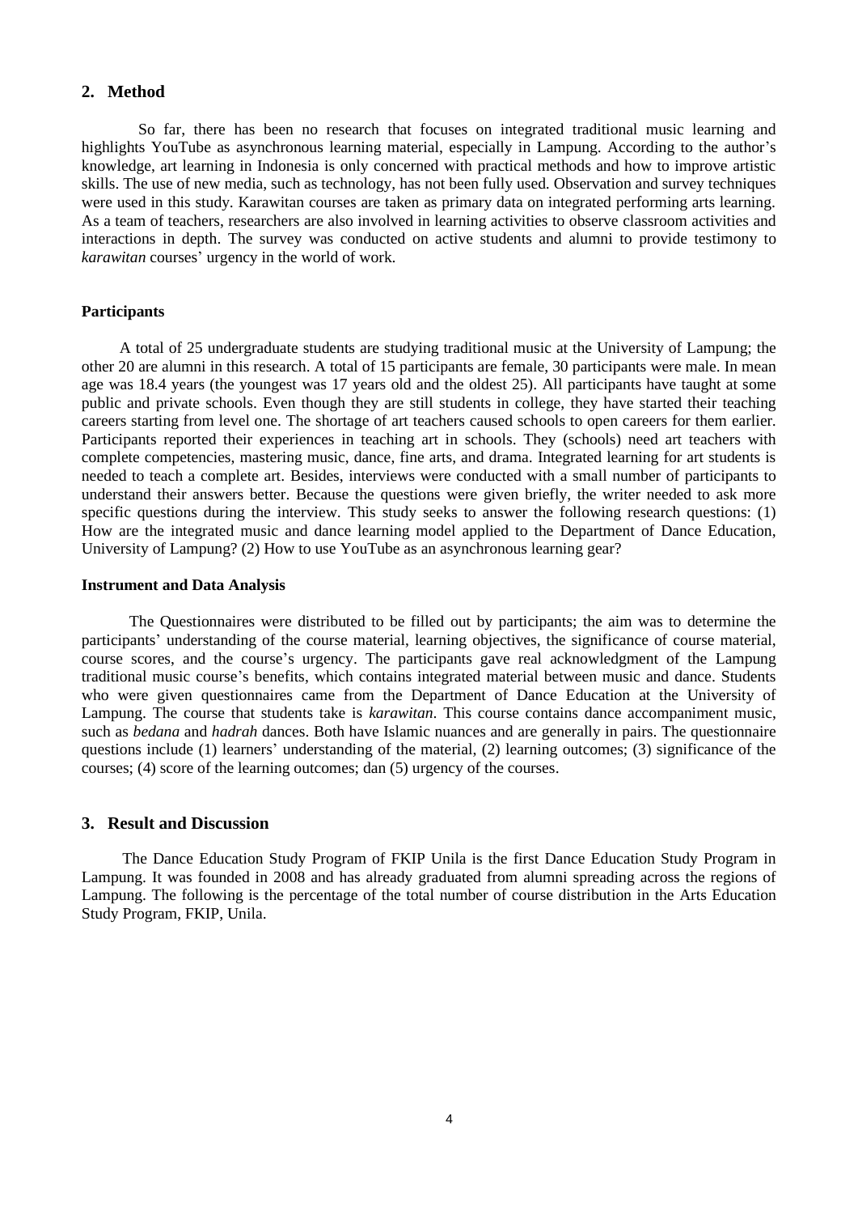## 2. Method

So far, there has been no research that focuses on integrated traditional music learning and highlights YouTube as asynchronous learning material, especially in Lampung. According to the author's knowledge, art learning in Indonesia is only concerned with practical methods and how to improve artistic skills. The use of new media, such as technology, has not been fully used. Observation and survey techniques were used in this study. Karawitan courses are taken as primary data on integrated performing arts learning. As a team of teachers, researchers are also involved in learning activities to observe classroom activities and interactions in depth. The survey was conducted on active students and alumni to provide testimony to *karawitan* courses' urgency in the world of work.

### Participants

A total of 25 undergraduate students are studying traditional music at the University of Lampung; the other 20 are alumni in this research. A total of 15 participants are female, 30 participants were male. In mean age was 18.4 years (the youngest was 17 years old and the oldest 25). All participants have taught at some public and private schools. Even though they are still students in college, they have started their teaching careers starting from level one. The shortage of art teachers caused schools to open careers for them earlier. Participants reported their experiences in teaching art in schools. They (schools) need art teachers with complete competencies, mastering music, dance, fine arts, and drama. Integrated learning for art students is needed to teach a complete art. Besides, interviews were conducted with a small number of participants to understand their answers better. Because the questions were given briefly, the writer needed to ask more specific questions during the interview. This study seeks to answer the following research questions: (1) How are the integrated music and dance learning model applied to the Department of Dance Education, University of Lampung? (2) How to use YouTube as an asynchronous learning gear?

### Instrument and Data Analysis

The Questionnaires were distributed to be filled out by participants; the aim was to determine the participants' understanding of the course material, learning objectives, the significance of course material, course scores, and the course's urgency. The participants gave real acknowledgment of the Lampung traditional music course's benefits, which contains integrated material between music and dance. Students who were given questionnaires came from the Department of Dance Education at the University of Lampung. The course that students take is *karawitan*. This course contains dance accompaniment music, such as *bedana* and *hadrah* dances. Both have Islamic nuances and are generally in pairs. The questionnaire questions include (1) learners' understanding of the material, (2) learning outcomes; (3) significance of the courses; (4) score of the learning outcomes; dan (5) urgency of the courses.

## 3. Result and Discussion

The Dance Education Study Program of FKIP Unila is the first Dance Education Study Program in Lampung. It was founded in 2008 and has already graduated from alumni spreading across the regions of Lampung. The following is the percentage of the total number of course distribution in the Arts Education Study Program, FKIP, Unila.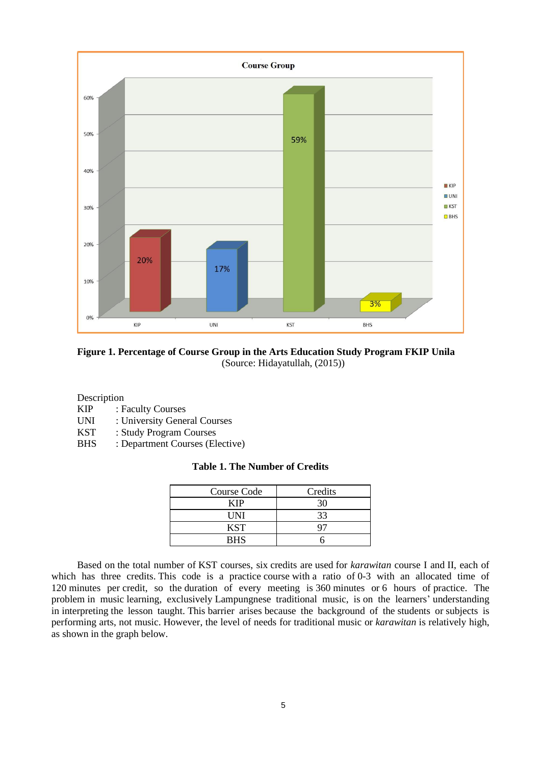**Figure 1. Percentage of Course Group in the Arts Education Study Program FKIP Unila**
(Source: Hidayatullah, (2015))

Description
KIP : Faculty Courses
UNI : University General Courses
KST : Study Program Courses
BHS : Department Courses (Elective)

**Table 1. The Number of Credits**

| Course Code | Credits |
| --- | --- |
| KIP | 30 |
| UNI | 33 |
| KST | 97 |
| BHS | 6 |

Based on the total number of KST courses, six credits are used for *karawitan* course I and II, each of which has three credits. This code is a practice course with a ratio of 0-3 with an allocated time of 120 minutes per credit, so the duration of every meeting is 360 minutes or 6 hours of practice. The problem in music learning, exclusively Lampungnese traditional music, is on the learners' understanding in interpreting the lesson taught. This barrier arises because the background of the students or subjects is performing arts, not music. However, the level of needs for traditional music or *karawitan* is relatively high, as shown in the graph below.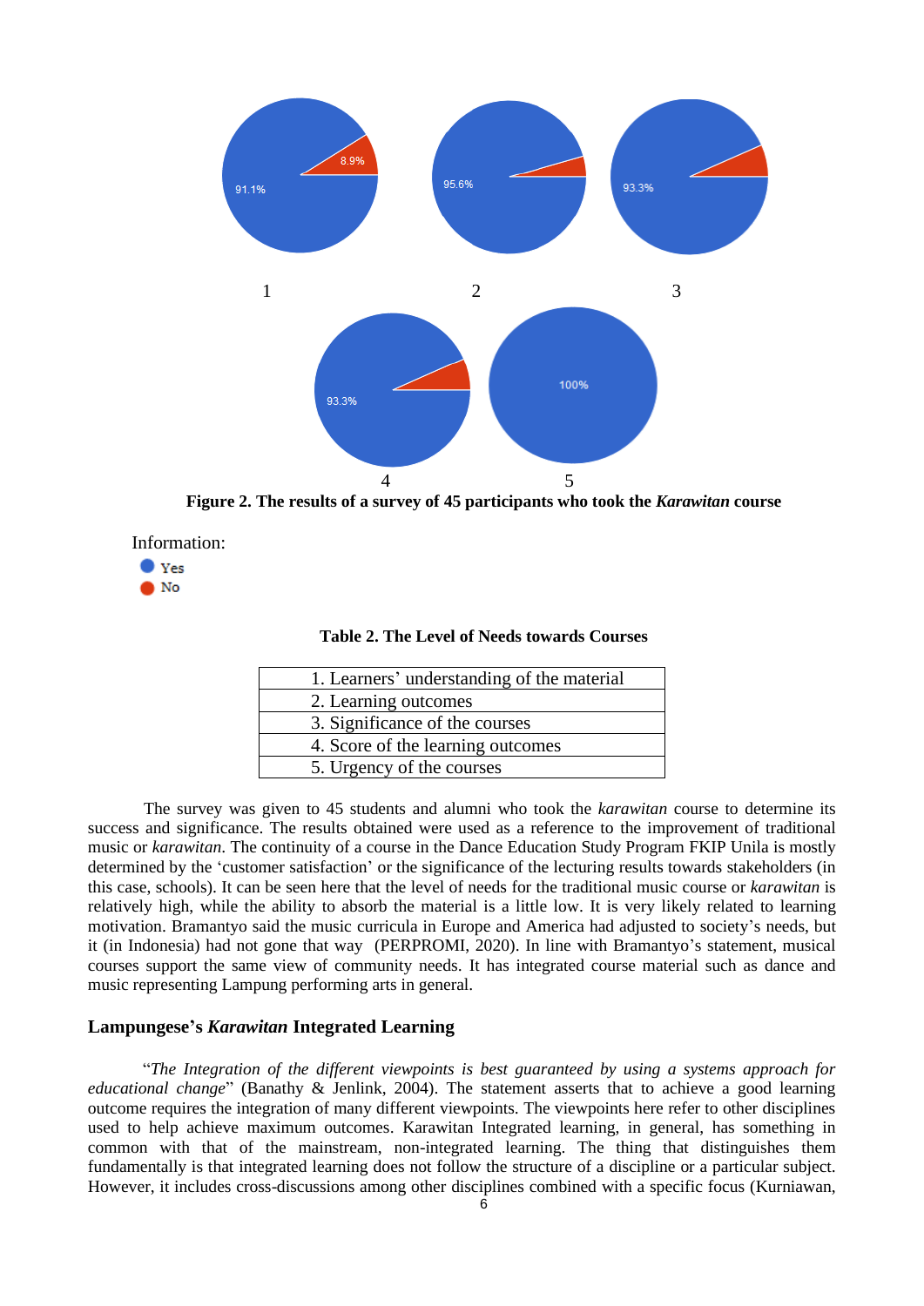**Figure 2. The results of a survey of 45 participants who took the *Karawitan* course**

Information:

- Yes
- No

**Table 2. The Level of Needs towards Courses**

| |
|---|
| 1. Learners' understanding of the material |
| 2. Learning outcomes |
| 3. Significance of the courses |
| 4. Score of the learning outcomes |
| 5. Urgency of the courses |

The survey was given to 45 students and alumni who took the *karawitan* course to determine its success and significance. The results obtained were used as a reference to the improvement of traditional music or *karawitan*. The continuity of a course in the Dance Education Study Program FKIP Unila is mostly determined by the 'customer satisfaction' or the significance of the lecturing results towards stakeholders (in this case, schools). It can be seen here that the level of needs for the traditional music course or *karawitan* is relatively high, while the ability to absorb the material is a little low. It is very likely related to learning motivation. Bramantyo said the music curricula in Europe and America had adjusted to society's needs, but it (in Indonesia) had not gone that way (PERPROMI, 2020). In line with Bramantyo's statement, musical courses support the same view of community needs. It has integrated course material such as dance and music representing Lampung performing arts in general.

## Lampungese's *Karawitan* Integrated Learning

"*The Integration of the different viewpoints is best guaranteed by using a systems approach for educational change*" (Banathy & Jenlink, 2004). The statement asserts that to achieve a good learning outcome requires the integration of many different viewpoints. The viewpoints here refer to other disciplines used to help achieve maximum outcomes. Karawitan Integrated learning, in general, has something in common with that of the mainstream, non-integrated learning. The thing that distinguishes them fundamentally is that integrated learning does not follow the structure of a discipline or a particular subject. However, it includes cross-discussions among other disciplines combined with a specific focus (Kurniawan,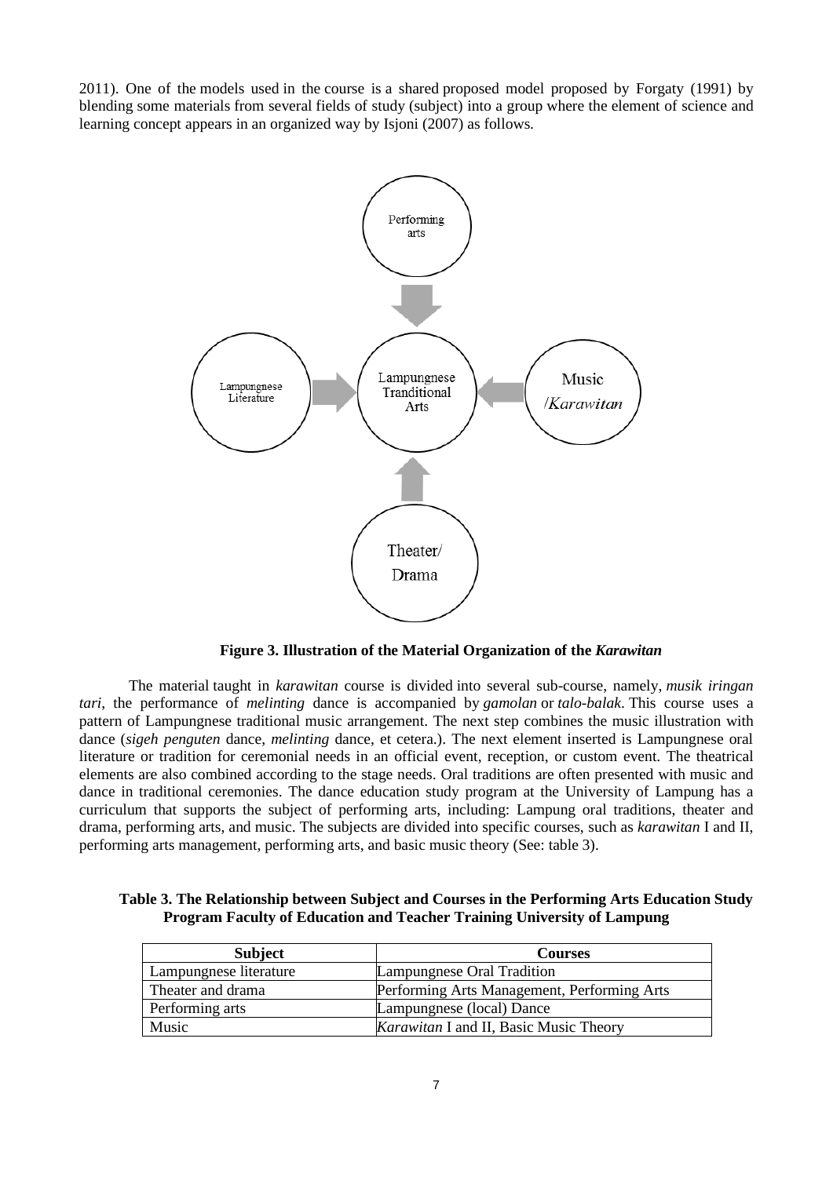2011). One of the models used in the course is a shared proposed model proposed by Forgaty (1991) by blending some materials from several fields of study (subject) into a group where the element of science and learning concept appears in an organized way by Isjoni (2007) as follows.

Performing arts

Lampungnese Literature

Lampungnese Tranditional Arts

Music /*Karawitan*

Theater/ Drama

**Figure 3. Illustration of the Material Organization of the *Karawitan***

The material taught in *karawitan* course is divided into several sub-course, namely, *musik iringan tari*, the performance of *melinting* dance is accompanied by *gamolan* or *talo-balak*. This course uses a pattern of Lampungnese traditional music arrangement. The next step combines the music illustration with dance (*sigeh penguten* dance, *melinting* dance, et cetera.). The next element inserted is Lampungnese oral literature or tradition for ceremonial needs in an official event, reception, or custom event. The theatrical elements are also combined according to the stage needs. Oral traditions are often presented with music and dance in traditional ceremonies. The dance education study program at the University of Lampung has a curriculum that supports the subject of performing arts, including: Lampung oral traditions, theater and drama, performing arts, and music. The subjects are divided into specific courses, such as *karawitan* I and II, performing arts management, performing arts, and basic music theory (See: table 3).

**Table 3. The Relationship between Subject and Courses in the Performing Arts Education Study Program Faculty of Education and Teacher Training University of Lampung**

| Subject | Courses |
|---|---|
| Lampungnese literature | Lampungnese Oral Tradition |
| Theater and drama | Performing Arts Management, Performing Arts |
| Performing arts | Lampungnese (local) Dance |
| Music | *Karawitan* I and II, Basic Music Theory |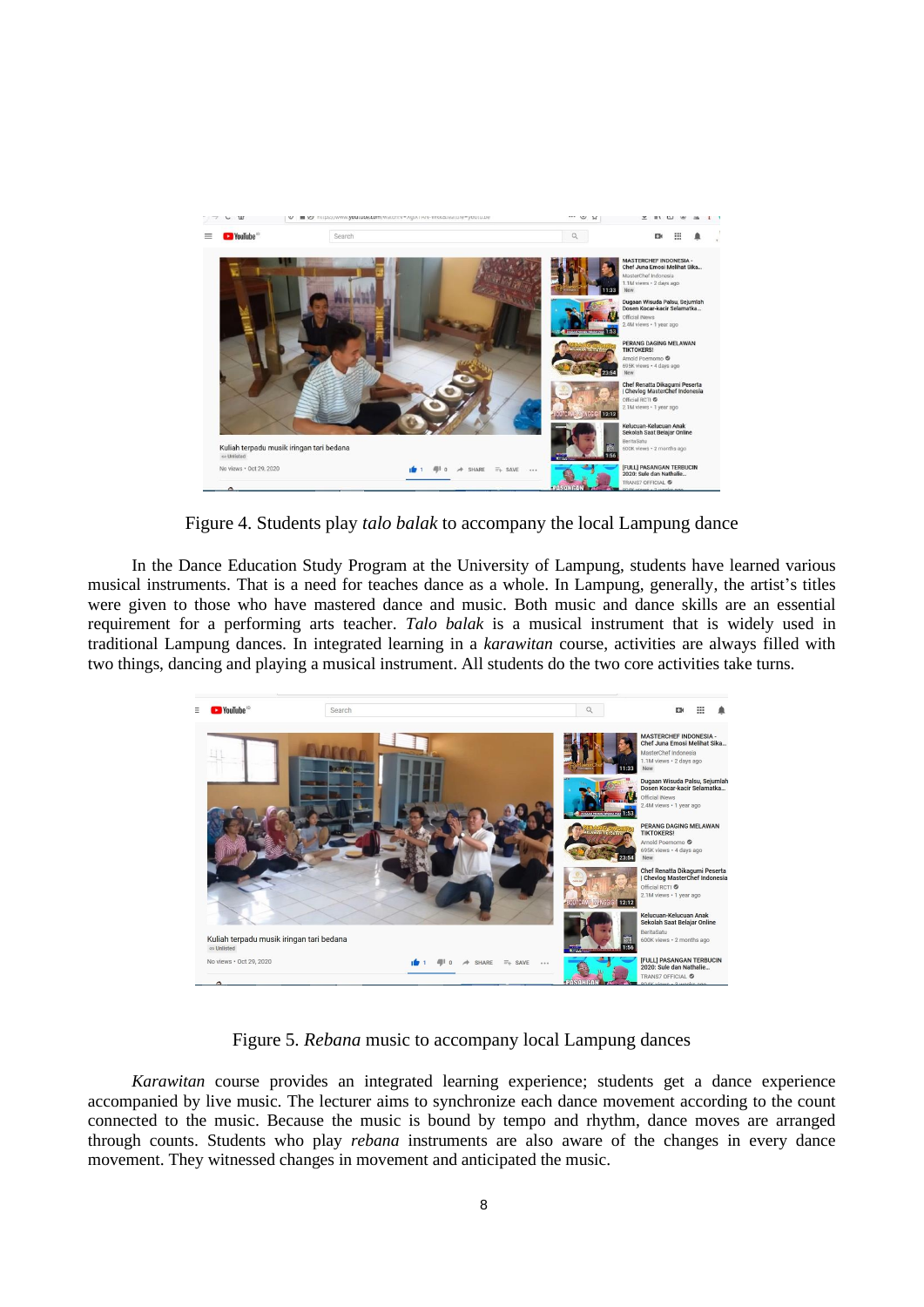Figure 4. Students play *talo balak* to accompany the local Lampung dance

In the Dance Education Study Program at the University of Lampung, students have learned various musical instruments. That is a need for teaches dance as a whole. In Lampung, generally, the artist's titles were given to those who have mastered dance and music. Both music and dance skills are an essential requirement for a performing arts teacher. *Talo balak* is a musical instrument that is widely used in traditional Lampung dances. In integrated learning in a *karawitan* course, activities are always filled with two things, dancing and playing a musical instrument. All students do the two core activities take turns.

Figure 5. *Rebana* music to accompany local Lampung dances

*Karawitan* course provides an integrated learning experience; students get a dance experience accompanied by live music. The lecturer aims to synchronize each dance movement according to the count connected to the music. Because the music is bound by tempo and rhythm, dance moves are arranged through counts. Students who play *rebana* instruments are also aware of the changes in every dance movement. They witnessed changes in movement and anticipated the music.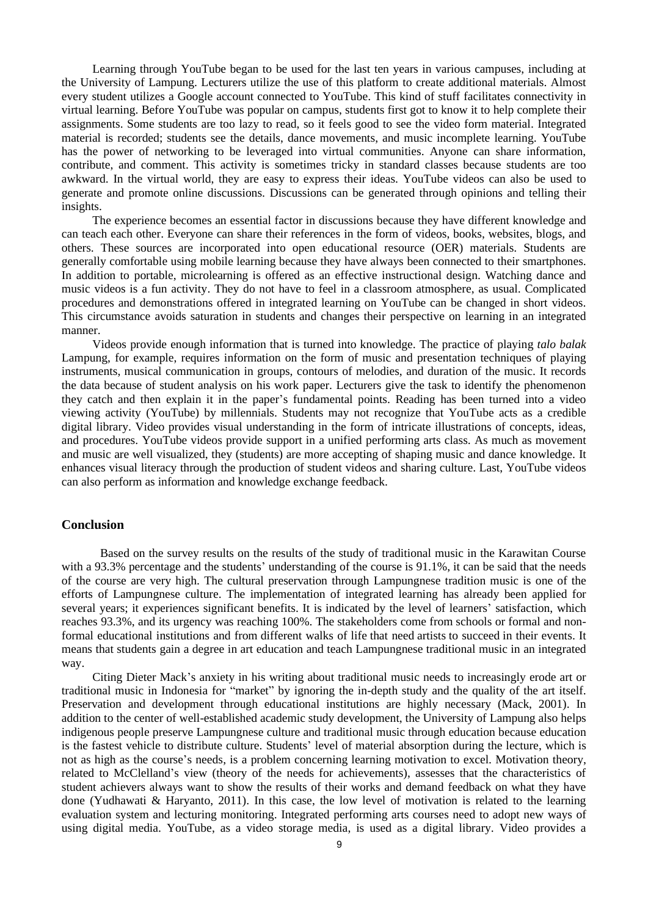Learning through YouTube began to be used for the last ten years in various campuses, including at the University of Lampung. Lecturers utilize the use of this platform to create additional materials. Almost every student utilizes a Google account connected to YouTube. This kind of stuff facilitates connectivity in virtual learning. Before YouTube was popular on campus, students first got to know it to help complete their assignments. Some students are too lazy to read, so it feels good to see the video form material. Integrated material is recorded; students see the details, dance movements, and music incomplete learning. YouTube has the power of networking to be leveraged into virtual communities. Anyone can share information, contribute, and comment. This activity is sometimes tricky in standard classes because students are too awkward. In the virtual world, they are easy to express their ideas. YouTube videos can also be used to generate and promote online discussions. Discussions can be generated through opinions and telling their insights.

The experience becomes an essential factor in discussions because they have different knowledge and can teach each other. Everyone can share their references in the form of videos, books, websites, blogs, and others. These sources are incorporated into open educational resource (OER) materials. Students are generally comfortable using mobile learning because they have always been connected to their smartphones. In addition to portable, microlearning is offered as an effective instructional design. Watching dance and music videos is a fun activity. They do not have to feel in a classroom atmosphere, as usual. Complicated procedures and demonstrations offered in integrated learning on YouTube can be changed in short videos. This circumstance avoids saturation in students and changes their perspective on learning in an integrated manner.

Videos provide enough information that is turned into knowledge. The practice of playing *talo balak* Lampung, for example, requires information on the form of music and presentation techniques of playing instruments, musical communication in groups, contours of melodies, and duration of the music. It records the data because of student analysis on his work paper. Lecturers give the task to identify the phenomenon they catch and then explain it in the paper's fundamental points. Reading has been turned into a video viewing activity (YouTube) by millennials. Students may not recognize that YouTube acts as a credible digital library. Video provides visual understanding in the form of intricate illustrations of concepts, ideas, and procedures. YouTube videos provide support in a unified performing arts class. As much as movement and music are well visualized, they (students) are more accepting of shaping music and dance knowledge. It enhances visual literacy through the production of student videos and sharing culture. Last, YouTube videos can also perform as information and knowledge exchange feedback.

## Conclusion

Based on the survey results on the results of the study of traditional music in the Karawitan Course with a 93.3% percentage and the students' understanding of the course is 91.1%, it can be said that the needs of the course are very high. The cultural preservation through Lampungnese tradition music is one of the efforts of Lampungnese culture. The implementation of integrated learning has already been applied for several years; it experiences significant benefits. It is indicated by the level of learners' satisfaction, which reaches 93.3%, and its urgency was reaching 100%. The stakeholders come from schools or formal and non-formal educational institutions and from different walks of life that need artists to succeed in their events. It means that students gain a degree in art education and teach Lampungnese traditional music in an integrated way.

Citing Dieter Mack's anxiety in his writing about traditional music needs to increasingly erode art or traditional music in Indonesia for "market" by ignoring the in-depth study and the quality of the art itself. Preservation and development through educational institutions are highly necessary (Mack, 2001). In addition to the center of well-established academic study development, the University of Lampung also helps indigenous people preserve Lampungnese culture and traditional music through education because education is the fastest vehicle to distribute culture. Students' level of material absorption during the lecture, which is not as high as the course's needs, is a problem concerning learning motivation to excel. Motivation theory, related to McClelland's view (theory of the needs for achievements), assesses that the characteristics of student achievers always want to show the results of their works and demand feedback on what they have done (Yudhawati & Haryanto, 2011). In this case, the low level of motivation is related to the learning evaluation system and lecturing monitoring. Integrated performing arts courses need to adopt new ways of using digital media. YouTube, as a video storage media, is used as a digital library. Video provides a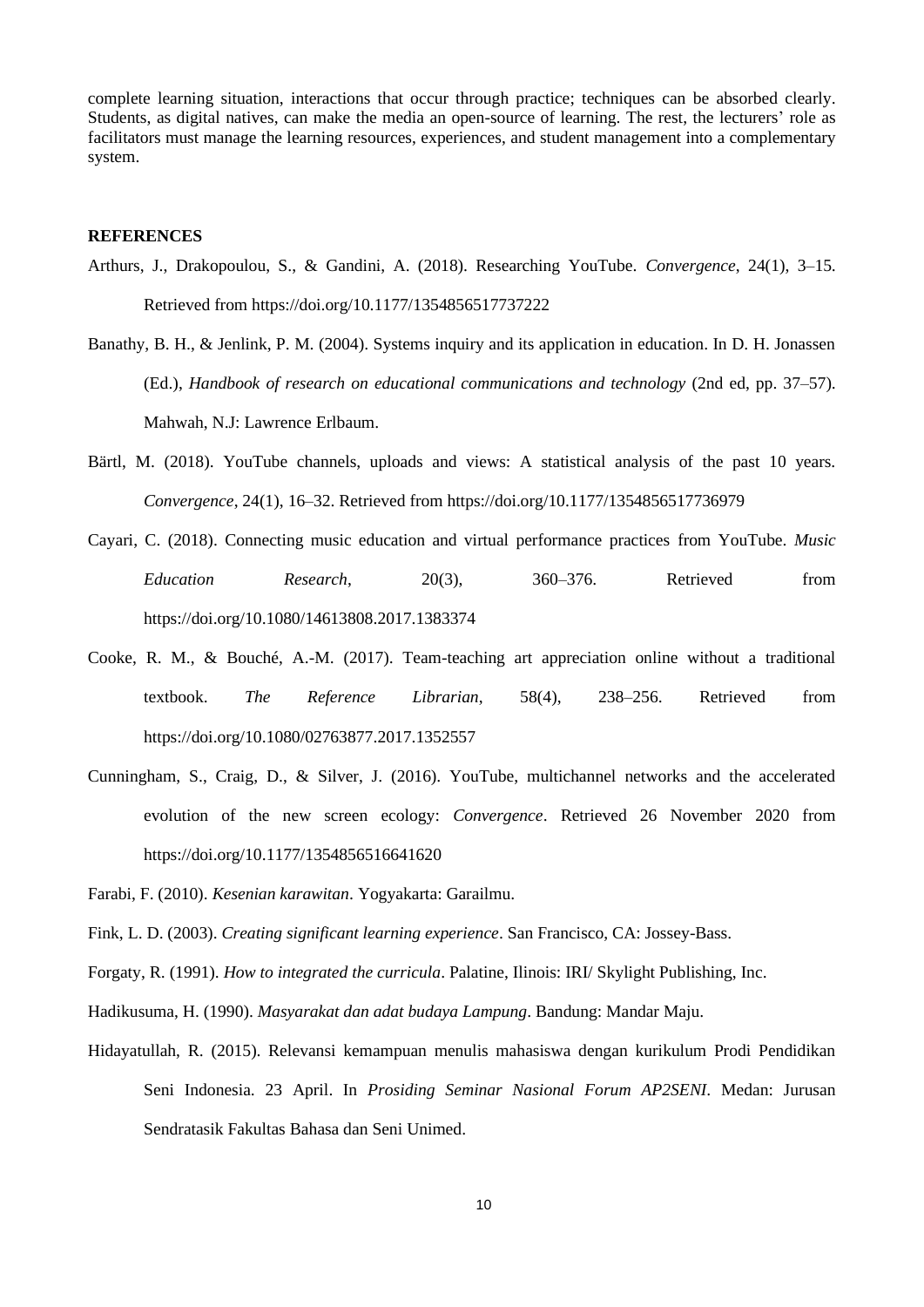complete learning situation, interactions that occur through practice; techniques can be absorbed clearly. Students, as digital natives, can make the media an open-source of learning. The rest, the lecturers' role as facilitators must manage the learning resources, experiences, and student management into a complementary system.

**REFERENCES**

Arthurs, J., Drakopoulou, S., & Gandini, A. (2018). Researching YouTube. *Convergence*, 24(1), 3–15. Retrieved from https://doi.org/10.1177/1354856517737222

Banathy, B. H., & Jenlink, P. M. (2004). Systems inquiry and its application in education. In D. H. Jonassen (Ed.), *Handbook of research on educational communications and technology* (2nd ed, pp. 37–57). Mahwah, N.J: Lawrence Erlbaum.

Bärtl, M. (2018). YouTube channels, uploads and views: A statistical analysis of the past 10 years. *Convergence*, 24(1), 16–32. Retrieved from https://doi.org/10.1177/1354856517736979

Cayari, C. (2018). Connecting music education and virtual performance practices from YouTube. *Music Education Research*, 20(3), 360–376. Retrieved from https://doi.org/10.1080/14613808.2017.1383374

Cooke, R. M., & Bouché, A.-M. (2017). Team-teaching art appreciation online without a traditional textbook. *The Reference Librarian*, 58(4), 238–256. Retrieved from https://doi.org/10.1080/02763877.2017.1352557

Cunningham, S., Craig, D., & Silver, J. (2016). YouTube, multichannel networks and the accelerated evolution of the new screen ecology: *Convergence*. Retrieved 26 November 2020 from https://doi.org/10.1177/1354856516641620

Farabi, F. (2010). *Kesenian karawitan*. Yogyakarta: Garailmu.

Fink, L. D. (2003). *Creating significant learning experience*. San Francisco, CA: Jossey-Bass.

Forgaty, R. (1991). *How to integrated the curricula*. Palatine, Ilinois: IRI/ Skylight Publishing, Inc.

Hadikusuma, H. (1990). *Masyarakat dan adat budaya Lampung*. Bandung: Mandar Maju.

Hidayatullah, R. (2015). Relevansi kemampuan menulis mahasiswa dengan kurikulum Prodi Pendidikan Seni Indonesia. 23 April. In *Prosiding Seminar Nasional Forum AP2SENI*. Medan: Jurusan Sendratasik Fakultas Bahasa dan Seni Unimed.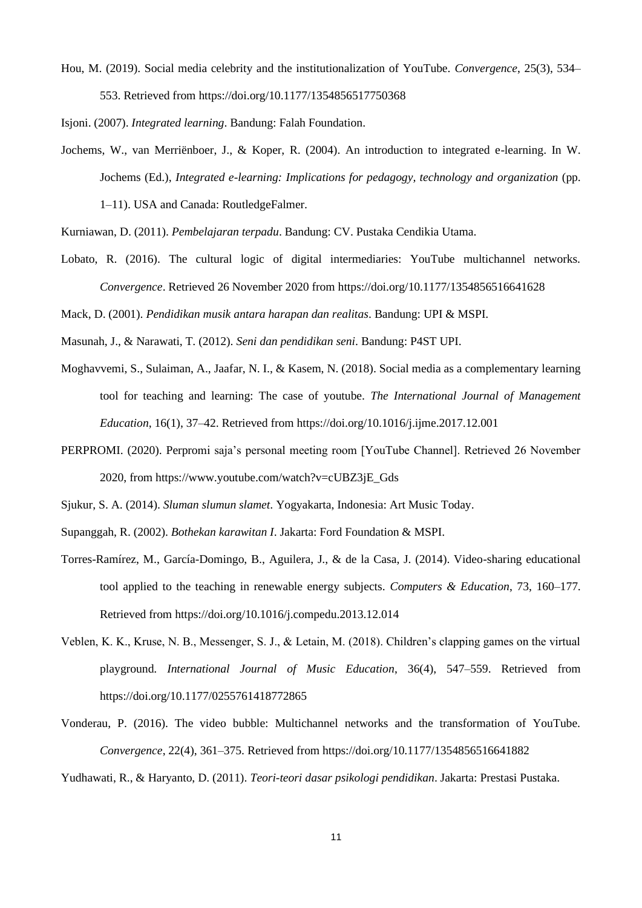Hou, M. (2019). Social media celebrity and the institutionalization of YouTube. *Convergence*, 25(3), 534–553. Retrieved from https://doi.org/10.1177/1354856517750368

Isjoni. (2007). *Integrated learning*. Bandung: Falah Foundation.

Jochems, W., van Merriënboer, J., & Koper, R. (2004). An introduction to integrated e-learning. In W. Jochems (Ed.), *Integrated e-learning: Implications for pedagogy, technology and organization* (pp. 1–11). USA and Canada: RoutledgeFalmer.

Kurniawan, D. (2011). *Pembelajaran terpadu*. Bandung: CV. Pustaka Cendikia Utama.

Lobato, R. (2016). The cultural logic of digital intermediaries: YouTube multichannel networks. *Convergence*. Retrieved 26 November 2020 from https://doi.org/10.1177/1354856516641628

Mack, D. (2001). *Pendidikan musik antara harapan dan realitas*. Bandung: UPI & MSPI.

Masunah, J., & Narawati, T. (2012). *Seni dan pendidikan seni*. Bandung: P4ST UPI.

Moghavvemi, S., Sulaiman, A., Jaafar, N. I., & Kasem, N. (2018). Social media as a complementary learning tool for teaching and learning: The case of youtube. *The International Journal of Management Education*, 16(1), 37–42. Retrieved from https://doi.org/10.1016/j.ijme.2017.12.001

PERPROMI. (2020). Perpromi saja's personal meeting room [YouTube Channel]. Retrieved 26 November 2020, from https://www.youtube.com/watch?v=cUBZ3jE_Gds

Sjukur, S. A. (2014). *Sluman slumun slamet*. Yogyakarta, Indonesia: Art Music Today.

Supanggah, R. (2002). *Bothekan karawitan I*. Jakarta: Ford Foundation & MSPI.

Torres-Ramírez, M., García-Domingo, B., Aguilera, J., & de la Casa, J. (2014). Video-sharing educational tool applied to the teaching in renewable energy subjects. *Computers & Education*, 73, 160–177. Retrieved from https://doi.org/10.1016/j.compedu.2013.12.014

Veblen, K. K., Kruse, N. B., Messenger, S. J., & Letain, M. (2018). Children's clapping games on the virtual playground. *International Journal of Music Education*, 36(4), 547–559. Retrieved from https://doi.org/10.1177/0255761418772865

Vonderau, P. (2016). The video bubble: Multichannel networks and the transformation of YouTube. *Convergence*, 22(4), 361–375. Retrieved from https://doi.org/10.1177/1354856516641882

Yudhawati, R., & Haryanto, D. (2011). *Teori-teori dasar psikologi pendidikan*. Jakarta: Prestasi Pustaka.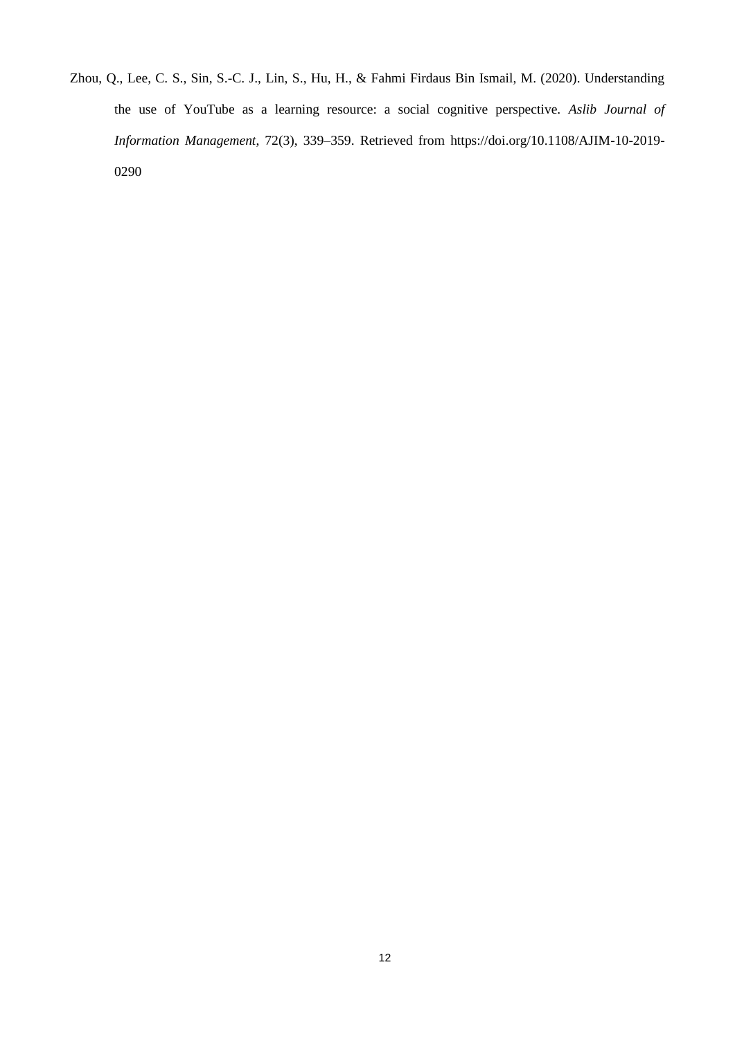Zhou, Q., Lee, C. S., Sin, S.-C. J., Lin, S., Hu, H., & Fahmi Firdaus Bin Ismail, M. (2020). Understanding the use of YouTube as a learning resource: a social cognitive perspective. *Aslib Journal of Information Management*, 72(3), 339–359. Retrieved from https://doi.org/10.1108/AJIM-10-2019-0290